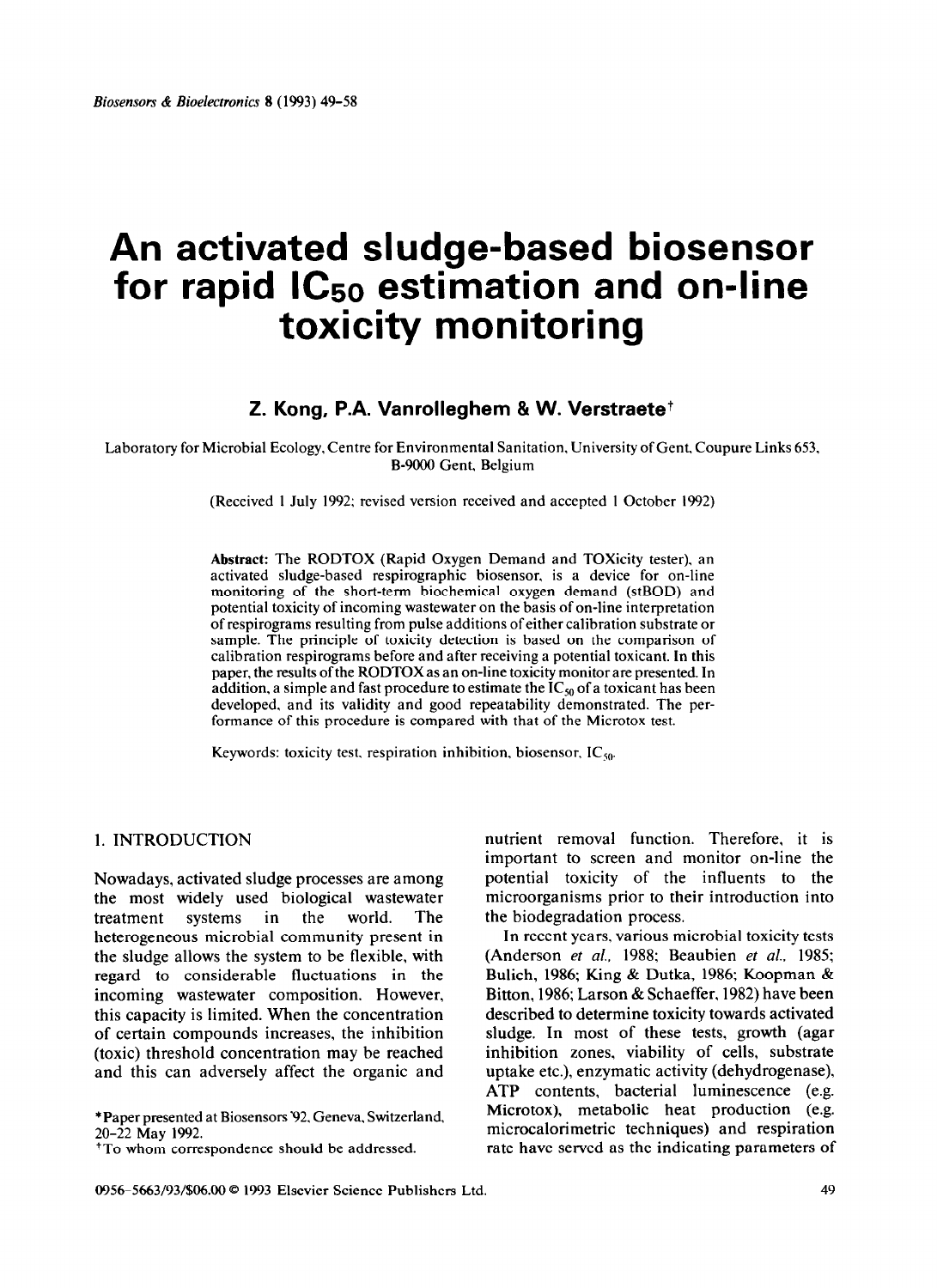# An activated sludge-based biosensor for rapid $IC_{50}$ estimation and on-line toxicity monitoring

**Z. Kong, P.A. Vanrolleghem & W. Verstraete**[†]

Laboratory for Microbial Ecology, Centre for Environmental Sanitation, University of Gent, Coupure Links 653, B-9000 Gent, Belgium

(Received 1 July 1992; revised version received and accepted 1 October 1992)

**Abstract:** The RODTOX (Rapid Oxygen Demand and TOXicity tester), an activated sludge-based respirographic biosensor, is a device for on-line monitoring of the short-term biochemical oxygen demand (stBOD) and potential toxicity of incoming wastewater on the basis of on-line interpretation of respirograms resulting from pulse additions of either calibration substrate or sample. The principle of toxicity detection is based on the comparison of calibration respirograms before and after receiving a potential toxicant. In this paper, the results of the RODTOX as an on-line toxicity monitor are presented. In addition, a simple and fast procedure to estimate the $IC_{50}$ of a toxicant has been developed, and its validity and good repeatability demonstrated. The performance of this procedure is compared with that of the Microtox test.

Keywords: toxicity test, respiration inhibition, biosensor, $IC_{50}$.

## 1. INTRODUCTION

Nowadays, activated sludge processes are among the most widely used biological wastewater treatment systems in the world. The heterogeneous microbial community present in the sludge allows the system to be flexible, with regard to considerable fluctuations in the incoming wastewater composition. However, this capacity is limited. When the concentration of certain compounds increases, the inhibition (toxic) threshold concentration may be reached and this can adversely affect the organic and nutrient removal function. Therefore, it is important to screen and monitor on-line the potential toxicity of the influents to the microorganisms prior to their introduction into the biodegradation process.

In recent years, various microbial toxicity tests (Anderson *et al.*, 1988; Beaubien *et al.*, 1985; Bulich, 1986; King & Dutka, 1986; Koopman & Bitton, 1986; Larson & Schaeffer, 1982) have been described to determine toxicity towards activated sludge. In most of these tests, growth (agar inhibition zones, viability of cells, substrate uptake etc.), enzymatic activity (dehydrogenase), ATP contents, bacterial luminescence (e.g. Microtox), metabolic heat production (e.g. microcalorimetric techniques) and respiration rate have served as the indicating parameters of

*Paper presented at Biosensors '92, Geneva, Switzerland, 20–22 May 1992.

[†]To whom correspondence should be addressed.

0956-5663/93/$06.00 © 1993 Elsevier Science Publishers Ltd.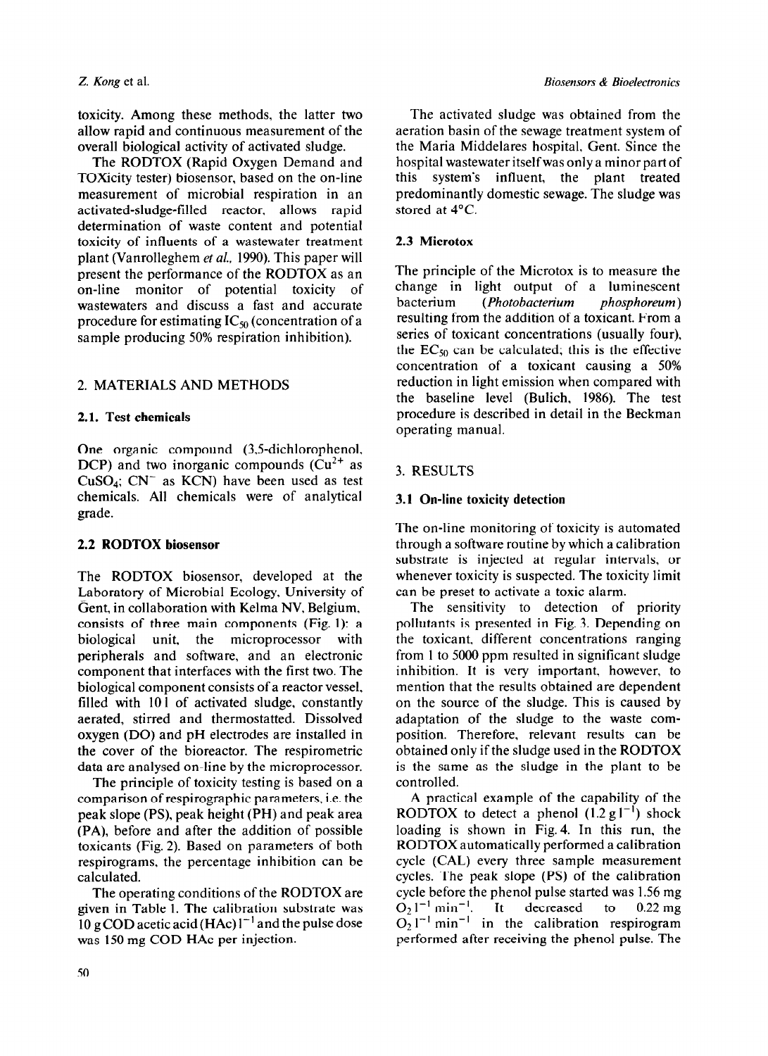toxicity. Among these methods, the latter two allow rapid and continuous measurement of the overall biological activity of activated sludge.

The RODTOX (Rapid Oxygen Demand and TOXicity tester) biosensor, based on the on-line measurement of microbial respiration in an activated-sludge-filled reactor, allows rapid determination of waste content and potential toxicity of influents of a wastewater treatment plant (Vanrolleghem *et al.*, 1990). This paper will present the performance of the RODTOX as an on-line monitor of potential toxicity of wastewaters and discuss a fast and accurate procedure for estimating $IC_{50}$ (concentration of a sample producing 50% respiration inhibition).

## 2. MATERIALS AND METHODS

### 2.1. Test chemicals

One organic compound (3,5-dichlorophenol, DCP) and two inorganic compounds ($Cu^{2+}$ as $CuSO_4$; $CN^-$ as KCN) have been used as test chemicals. All chemicals were of analytical grade.

### 2.2 RODTOX biosensor

The RODTOX biosensor, developed at the Laboratory of Microbial Ecology, University of Gent, in collaboration with Kelma NV, Belgium, consists of three main components (Fig. 1): a biological unit, the microprocessor with peripherals and software, and an electronic component that interfaces with the first two. The biological component consists of a reactor vessel, filled with 10 l of activated sludge, constantly aerated, stirred and thermostatted. Dissolved oxygen (DO) and pH electrodes are installed in the cover of the bioreactor. The respirometric data are analysed on-line by the microprocessor.

The principle of toxicity testing is based on a comparison of respirographic parameters, i.e. the peak slope (PS), peak height (PH) and peak area (PA), before and after the addition of possible toxicants (Fig. 2). Based on parameters of both respirograms, the percentage inhibition can be calculated.

The operating conditions of the RODTOX are given in Table 1. The calibration substrate was 10 g COD acetic acid (HAc) $l^{-1}$ and the pulse dose was 150 mg COD HAc per injection.

The activated sludge was obtained from the aeration basin of the sewage treatment system of the Maria Middelares hospital, Gent. Since the hospital wastewater itself was only a minor part of this system's influent, the plant treated predominantly domestic sewage. The sludge was stored at 4°C.

### 2.3 Microtox

The principle of the Microtox is to measure the change in light output of a luminescent bacterium (*Photobacterium phosphoreum*) resulting from the addition of a toxicant. From a series of toxicant concentrations (usually four), the $EC_{50}$ can be calculated; this is the effective concentration of a toxicant causing a 50% reduction in light emission when compared with the baseline level (Bulich, 1986). The test procedure is described in detail in the Beckman operating manual.

## 3. RESULTS

### 3.1 On-line toxicity detection

The on-line monitoring of toxicity is automated through a software routine by which a calibration substrate is injected at regular intervals, or whenever toxicity is suspected. The toxicity limit can be preset to activate a toxic alarm.

The sensitivity to detection of priority pollutants is presented in Fig. 3. Depending on the toxicant, different concentrations ranging from 1 to 5000 ppm resulted in significant sludge inhibition. It is very important, however, to mention that the results obtained are dependent on the source of the sludge. This is caused by adaptation of the sludge to the waste composition. Therefore, relevant results can be obtained only if the sludge used in the RODTOX is the same as the sludge in the plant to be controlled.

A practical example of the capability of the RODTOX to detect a phenol (1.2 g $l^{-1}$) shock loading is shown in Fig. 4. In this run, the RODTOX automatically performed a calibration cycle (CAL) every three sample measurement cycles. The peak slope (PS) of the calibration cycle before the phenol pulse started was 1.56 mg $O_2$ $l^{-1}$ $min^{-1}$. It decreased to 0.22 mg $O_2$ $l^{-1}$ $min^{-1}$ in the calibration respirogram performed after receiving the phenol pulse. The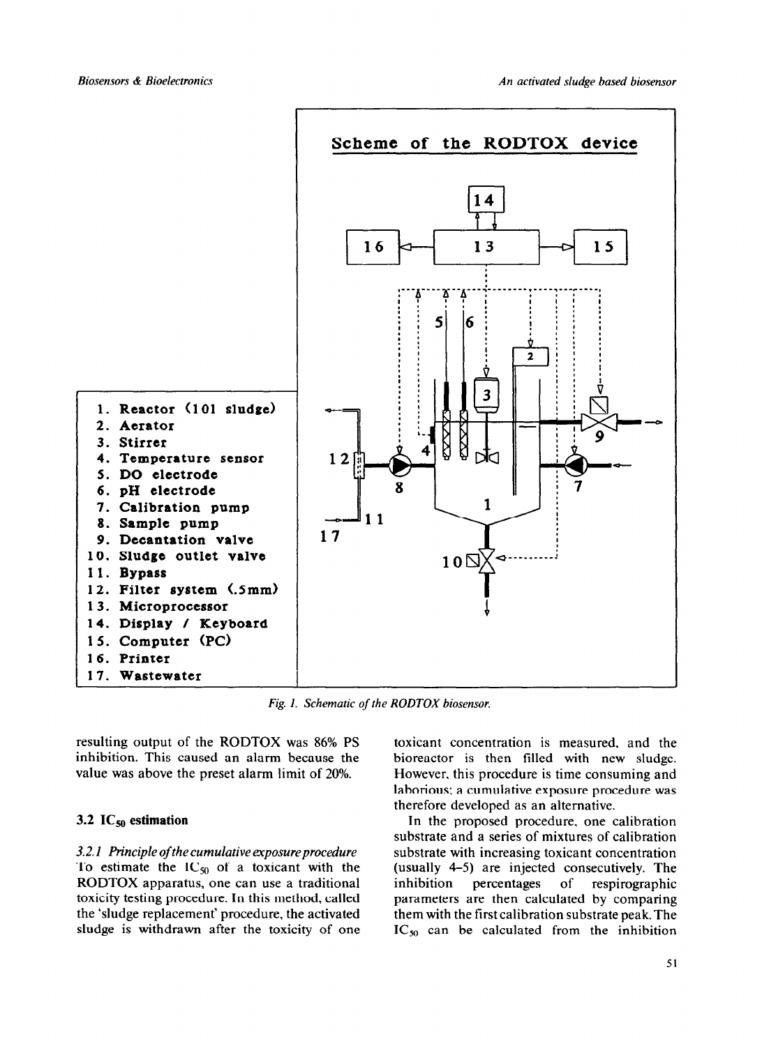Scheme of the RODTOX device

1. Reactor (10 l sludge)
2. Aerator
3. Stirrer
4. Temperature sensor
5. DO electrode
6. pH electrode
7. Calibration pump
8. Sample pump
9. Decantation valve
10. Sludge outlet valve
11. Bypass
12. Filter system (.5mm)
13. Microprocessor
14. Display / Keyboard
15. Computer (PC)
16. Printer
17. Wastewater

*Fig. 1. Schematic of the RODTOX biosensor.*

resulting output of the RODTOX was 86% PS inhibition. This caused an alarm because the value was above the preset alarm limit of 20%.

### 3.2 $IC_{50}$ estimation

#### *3.2.1 Principle of the cumulative exposure procedure*

To estimate the $IC_{50}$ of a toxicant with the RODTOX apparatus, one can use a traditional toxicity testing procedure. In this method, called the 'sludge replacement' procedure, the activated sludge is withdrawn after the toxicity of one toxicant concentration is measured, and the bioreactor is then filled with new sludge. However, this procedure is time consuming and laborious; a cumulative exposure procedure was therefore developed as an alternative.

In the proposed procedure, one calibration substrate and a series of mixtures of calibration substrate with increasing toxicant concentration (usually 4–5) are injected consecutively. The inhibition percentages of respirographic parameters are then calculated by comparing them with the first calibration substrate peak. The $IC_{50}$ can be calculated from the inhibition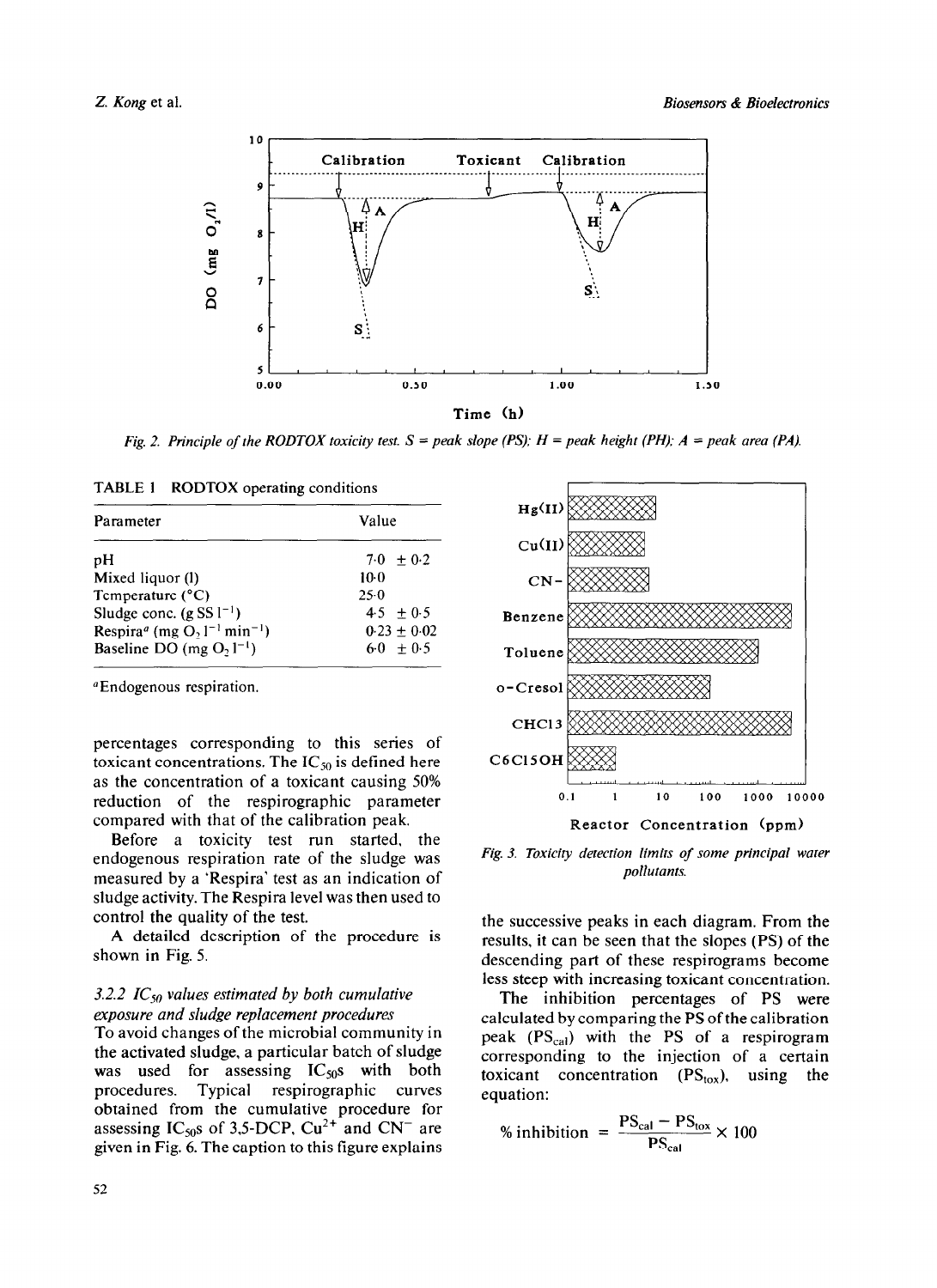Fig. 2. Principle of the RODTOX toxicity test. S = peak slope (PS); H = peak height (PH); A = peak area (PA).

TABLE 1 RODTOX operating conditions

| Parameter | Value |
|---|---|
| pH | 7·0 ± 0·2 |
| Mixed liquor (l) | 10·0 |
| Temperature (°C) | 25·0 |
| Sludge conc. (g SS $l^{-1}$) | 4·5 ± 0·5 |
| Respira[a] (mg $O_2$ $l^{-1}$ $min^{-1}$) | 0·23 ± 0·02 |
| Baseline DO (mg $O_2$ $l^{-1}$) | 6·0 ± 0·5 |

[a]Endogenous respiration.

percentages corresponding to this series of toxicant concentrations. The $IC_{50}$ is defined here as the concentration of a toxicant causing 50% reduction of the respirographic parameter compared with that of the calibration peak.

Before a toxicity test run started, the endogenous respiration rate of the sludge was measured by a 'Respira' test as an indication of sludge activity. The Respira level was then used to control the quality of the test.

A detailed description of the procedure is shown in Fig. 5.

### 3.2.2 $IC_{50}$ values estimated by both cumulative exposure and sludge replacement procedures

To avoid changes of the microbial community in the activated sludge, a particular batch of sludge was used for assessing $IC_{50}$s with both procedures. Typical respirographic curves obtained from the cumulative procedure for assessing $IC_{50}$s of 3,5-DCP, $Cu^{2+}$ and $CN^{-}$ are given in Fig. 6. The caption to this figure explains

Fig. 3. Toxicity detection limits of some principal water pollutants.

the successive peaks in each diagram. From the results, it can be seen that the slopes (PS) of the descending part of these respirograms become less steep with increasing toxicant concentration.

The inhibition percentages of PS were calculated by comparing the PS of the calibration peak ($PS_{cal}$) with the PS of a respirogram corresponding to the injection of a certain toxicant concentration ($PS_{tox}$), using the equation:

$$\% \text{ inhibition} = \frac{PS_{cal} - PS_{tox}}{PS_{cal}} \times 100$$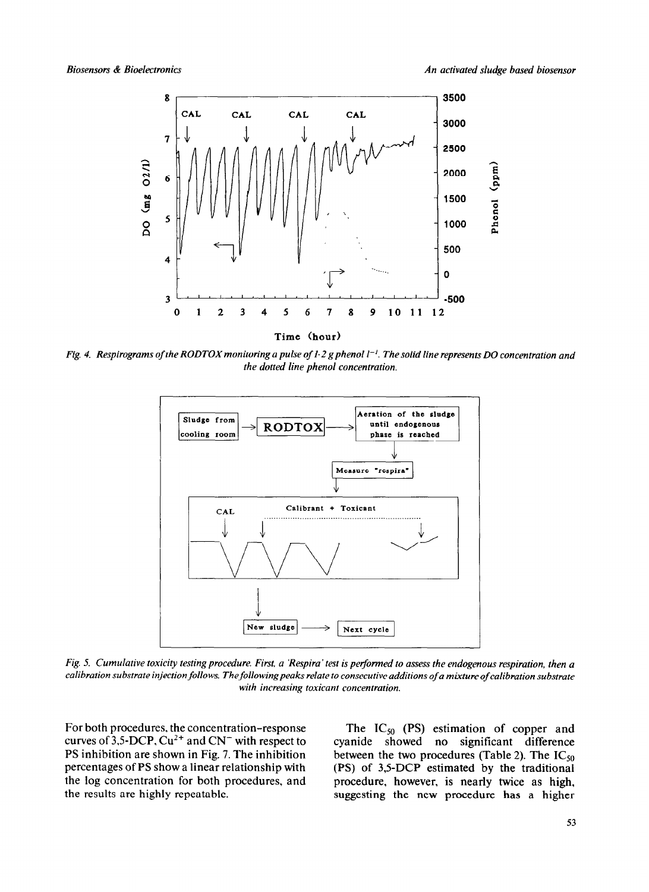*Fig. 4. Respirograms of the RODTOX monitoring a pulse of 1·2 g phenol $l^{-1}$. The solid line represents DO concentration and the dotted line phenol concentration.*

*Fig. 5. Cumulative toxicity testing procedure. First, a 'Respira' test is performed to assess the endogenous respiration, then a calibration substrate injection follows. The following peaks relate to consecutive additions of a mixture of calibration substrate with increasing toxicant concentration.*

For both procedures, the concentration–response curves of 3,5-DCP, $Cu^{2+}$ and $CN^{-}$ with respect to PS inhibition are shown in Fig. 7. The inhibition percentages of PS show a linear relationship with the log concentration for both procedures, and the results are highly repeatable.

The $IC_{50}$ (PS) estimation of copper and cyanide showed no significant difference between the two procedures (Table 2). The $IC_{50}$ (PS) of 3,5-DCP estimated by the traditional procedure, however, is nearly twice as high, suggesting the new procedure has a higher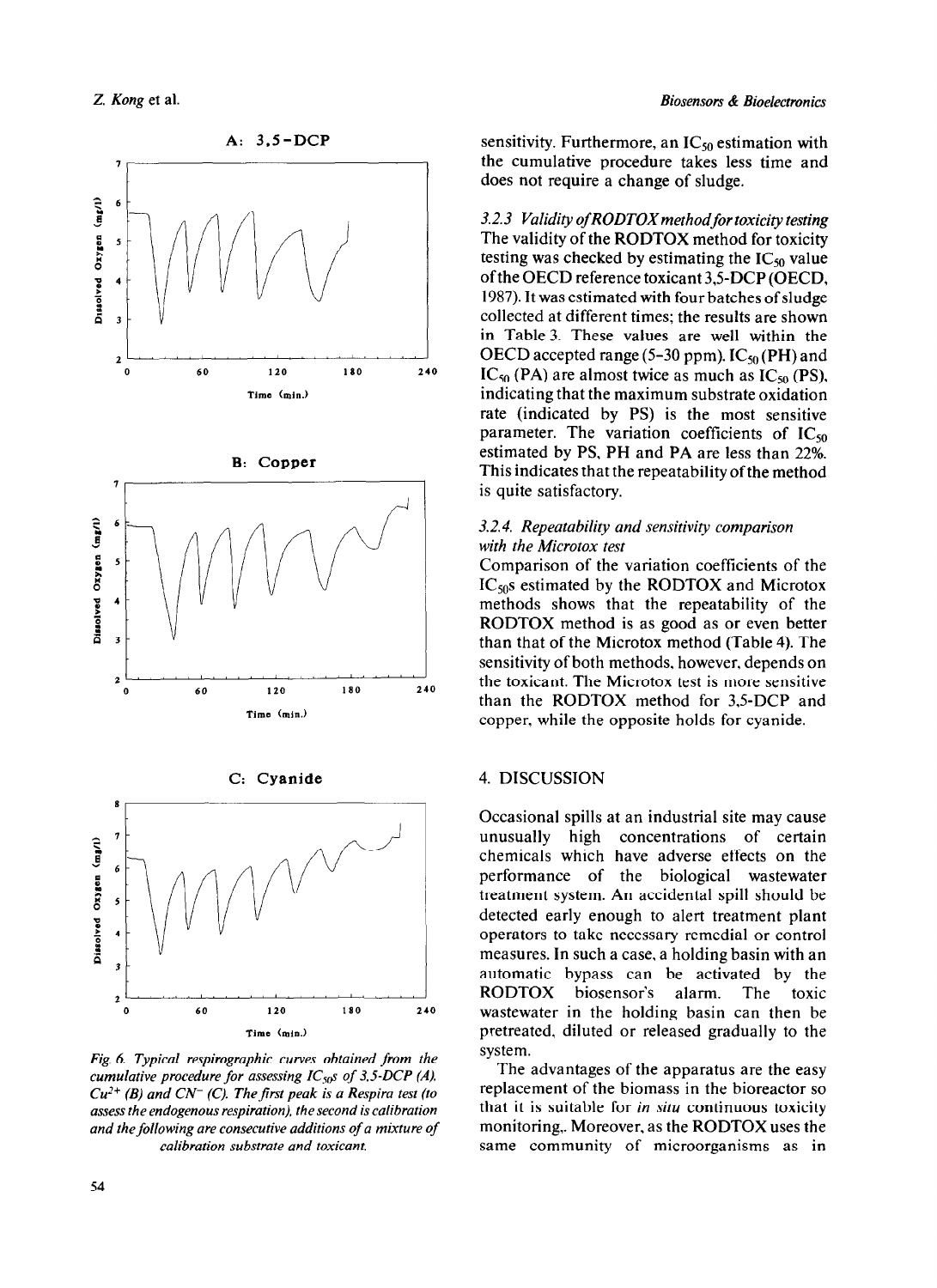Fig. 6. Typical respirographic curves obtained from the cumulative procedure for assessing $IC_{50}$s of 3,5-DCP (A), $Cu^{2+}$ (B) and $CN^-$ (C). The first peak is a Respira test (to assess the endogenous respiration), the second is calibration and the following are consecutive additions of a mixture of calibration substrate and toxicant.

sensitivity. Furthermore, an $IC_{50}$ estimation with the cumulative procedure takes less time and does not require a change of sludge.

### 3.2.3 Validity of RODTOX method for toxicity testing

The validity of the RODTOX method for toxicity testing was checked by estimating the $IC_{50}$ value of the OECD reference toxicant 3,5-DCP (OECD, 1987). It was estimated with four batches of sludge collected at different times; the results are shown in Table 3. These values are well within the OECD accepted range (5–30 ppm). $IC_{50}$ (PH) and $IC_{50}$ (PA) are almost twice as much as $IC_{50}$ (PS), indicating that the maximum substrate oxidation rate (indicated by PS) is the most sensitive parameter. The variation coefficients of $IC_{50}$ estimated by PS, PH and PA are less than 22%. This indicates that the repeatability of the method is quite satisfactory.

### 3.2.4. Repeatability and sensitivity comparison with the Microtox test

Comparison of the variation coefficients of the $IC_{50}$s estimated by the RODTOX and Microtox methods shows that the repeatability of the RODTOX method is as good as or even better than that of the Microtox method (Table 4). The sensitivity of both methods, however, depends on the toxicant. The Microtox test is more sensitive than the RODTOX method for 3,5-DCP and copper, while the opposite holds for cyanide.

## 4. DISCUSSION

Occasional spills at an industrial site may cause unusually high concentrations of certain chemicals which have adverse effects on the performance of the biological wastewater treatment system. An accidental spill should be detected early enough to alert treatment plant operators to take necessary remedial or control measures. In such a case, a holding basin with an automatic bypass can be activated by the RODTOX biosensor's alarm. The toxic wastewater in the holding basin can then be pretreated, diluted or released gradually to the system.

The advantages of the apparatus are the easy replacement of the biomass in the bioreactor so that it is suitable for *in situ* continuous toxicity monitoring. Moreover, as the RODTOX uses the same community of microorganisms as in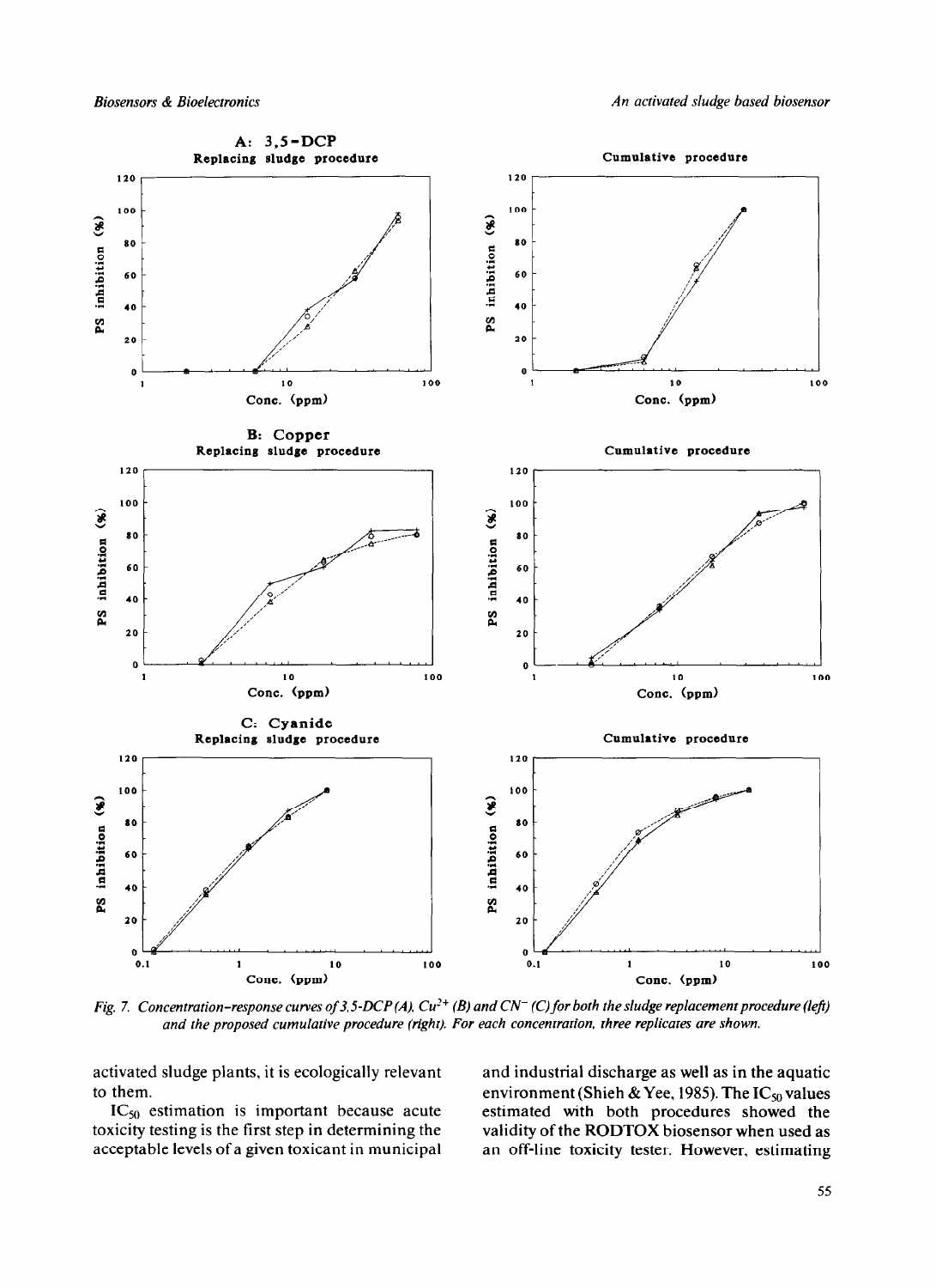Fig. 7. Concentration-response curves of 3,5-DCP (A), $Cu^{2+}$ (B) and $CN^-$ (C) for both the sludge replacement procedure (left) and the proposed cumulative procedure (right). For each concentration, three replicates are shown.

activated sludge plants, it is ecologically relevant to them.

$IC_{50}$ estimation is important because acute toxicity testing is the first step in determining the acceptable levels of a given toxicant in municipal and industrial discharge as well as in the aquatic environment (Shieh & Yee, 1985). The $IC_{50}$ values estimated with both procedures showed the validity of the RODTOX biosensor when used as an off-line toxicity tester. However, estimating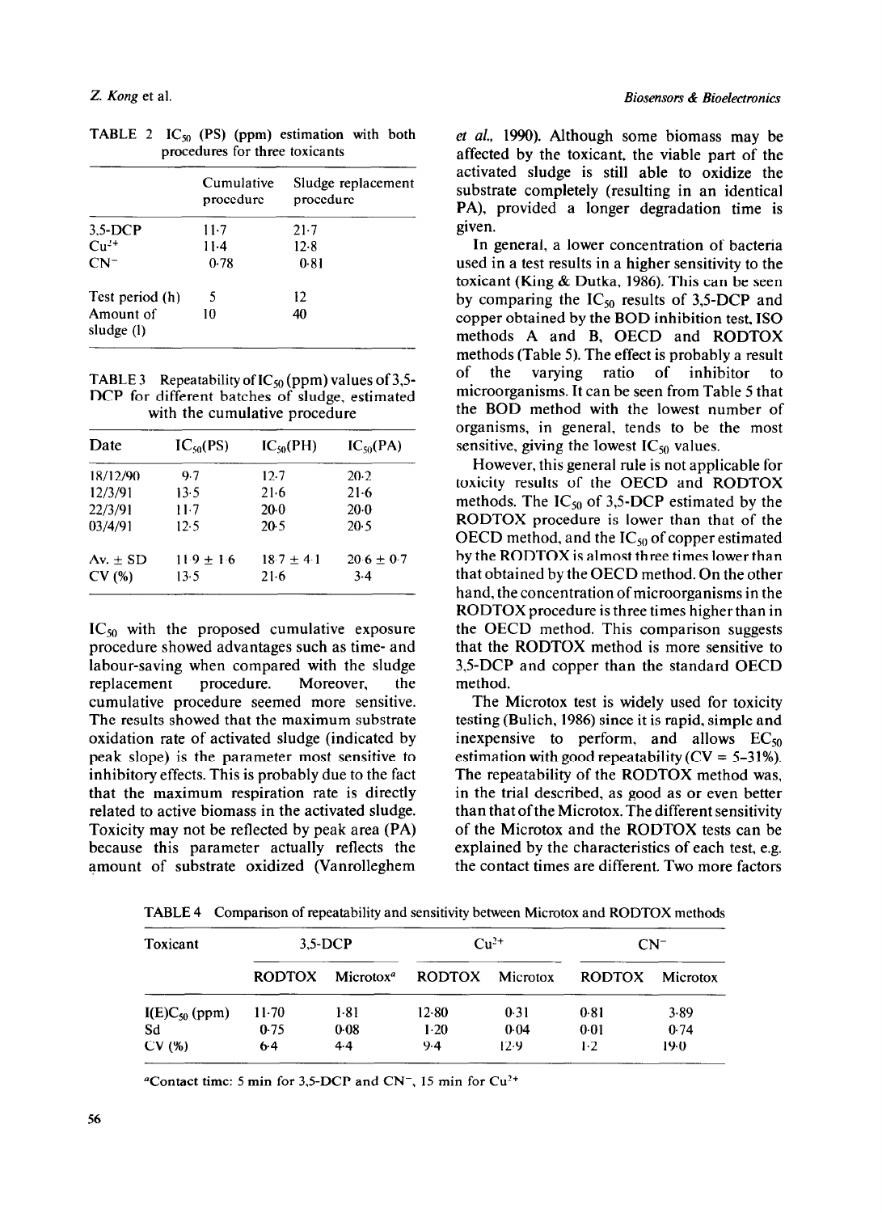TABLE 2 $IC_{50}$ (PS) (ppm) estimation with both procedures for three toxicants

| | Cumulative procedure | Sludge replacement procedure |
|---|---|---|
| 3,5-DCP | 11·7 | 21·7 |
| $Cu^{2+}$ | 11·4 | 12·8 |
| $CN^-$ | 0·78 | 0·81 |
| Test period (h) | 5 | 12 |
| Amount of sludge (l) | 10 | 40 |

TABLE 3 Repeatability of $IC_{50}$ (ppm) values of 3,5-DCP for different batches of sludge, estimated with the cumulative procedure

| Date | $IC_{50}$(PS) | $IC_{50}$(PH) | $IC_{50}$(PA) |
|---|---|---|---|
| 18/12/90 | 9·7 | 12·7 | 20·2 |
| 12/3/91 | 13·5 | 21·6 | 21·6 |
| 22/3/91 | 11·7 | 20·0 | 20·0 |
| 03/4/91 | 12·5 | 20·5 | 20·5 |
| Av. ± SD | 11·9 ± 1·6 | 18·7 ± 4·1 | 20·6 ± 0·7 |
| CV (%) | 13·5 | 21·6 | 3·4 |

$IC_{50}$ with the proposed cumulative exposure procedure showed advantages such as time- and labour-saving when compared with the sludge replacement procedure. Moreover, the cumulative procedure seemed more sensitive. The results showed that the maximum substrate oxidation rate of activated sludge (indicated by peak slope) is the parameter most sensitive to inhibitory effects. This is probably due to the fact that the maximum respiration rate is directly related to active biomass in the activated sludge. Toxicity may not be reflected by peak area (PA) because this parameter actually reflects the amount of substrate oxidized (Vanrolleghem *et al.*, 1990). Although some biomass may be affected by the toxicant, the viable part of the activated sludge is still able to oxidize the substrate completely (resulting in an identical PA), provided a longer degradation time is given.

In general, a lower concentration of bacteria used in a test results in a higher sensitivity to the toxicant (King & Dutka, 1986). This can be seen by comparing the $IC_{50}$ results of 3,5-DCP and copper obtained by the BOD inhibition test, ISO methods A and B, OECD and RODTOX methods (Table 5). The effect is probably a result of the varying ratio of inhibitor to microorganisms. It can be seen from Table 5 that the BOD method with the lowest number of organisms, in general, tends to be the most sensitive, giving the lowest $IC_{50}$ values.

However, this general rule is not applicable for toxicity results of the OECD and RODTOX methods. The $IC_{50}$ of 3,5-DCP estimated by the RODTOX procedure is lower than that of the OECD method, and the $IC_{50}$ of copper estimated by the RODTOX is almost three times lower than that obtained by the OECD method. On the other hand, the concentration of microorganisms in the RODTOX procedure is three times higher than in the OECD method. This comparison suggests that the RODTOX method is more sensitive to 3,5-DCP and copper than the standard OECD method.

The Microtox test is widely used for toxicity testing (Bulich, 1986) since it is rapid, simple and inexpensive to perform, and allows $EC_{50}$ estimation with good repeatability (CV = 5–31%). The repeatability of the RODTOX method was, in the trial described, as good as or even better than that of the Microtox. The different sensitivity of the Microtox and the RODTOX tests can be explained by the characteristics of each test, e.g. the contact times are different. Two more factors

TABLE 4 Comparison of repeatability and sensitivity between Microtox and RODTOX methods

| Toxicant | 3,5-DCP | | $Cu^{2+}$ | | $CN^-$ | |
|---|---|---|---|---|---|---|
| | RODTOX | Microtox[a] | RODTOX | Microtox | RODTOX | Microtox |
| $I(E)C_{50}$ (ppm) | 11·70 | 1·81 | 12·80 | 0·31 | 0·81 | 3·89 |
| Sd | 0·75 | 0·08 | 1·20 | 0·04 | 0·01 | 0·74 |
| CV (%) | 6·4 | 4·4 | 9·4 | 12·9 | 1·2 | 19·0 |

[a]Contact time: 5 min for 3,5-DCP and $CN^-$, 15 min for $Cu^{2+}$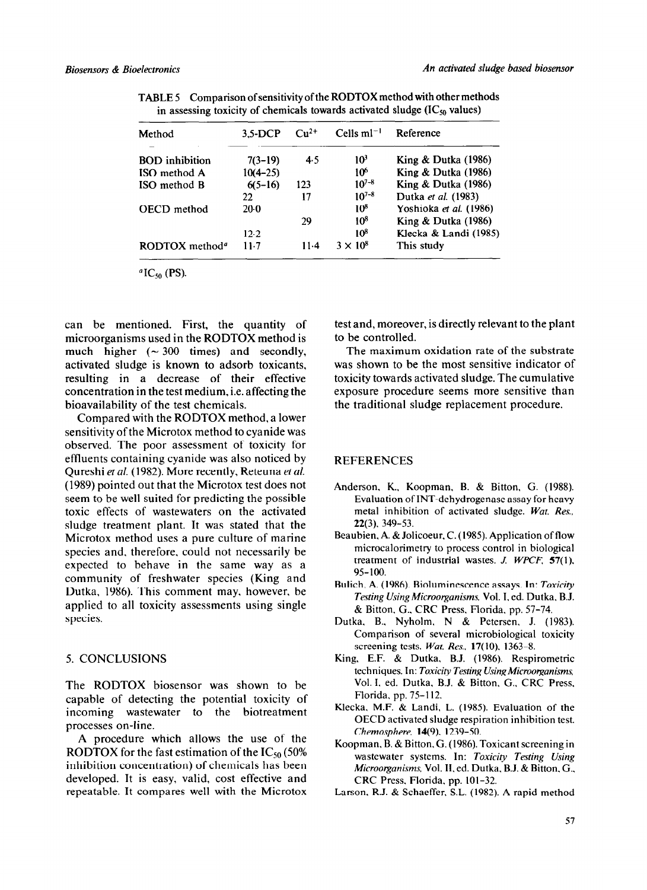TABLE 5 Comparison of sensitivity of the RODTOX method with other methods in assessing toxicity of chemicals towards activated sludge ($IC_{50}$ values)

| Method | 3,5-DCP | $Cu^{2+}$ | Cells $ml^{-1}$ | Reference |
|---|---|---|---|---|
| BOD inhibition | 7(3–19) | 4·5 | $10^3$ | King & Dutka (1986) |
| ISO method A | 10(4–25) | | $10^6$ | King & Dutka (1986) |
| ISO method B | 6(5–16) | 123 | $10^{7-8}$ | King & Dutka (1986) |
| | 22 | 17 | $10^{7-8}$ | Dutka *et al.* (1983) |
| OECD method | 20·0 | | $10^8$ | Yoshioka *et al.* (1986) |
| | | 29 | $10^8$ | King & Dutka (1986) |
| | 12·2 | | $10^8$ | Klecka & Landi (1985) |
| RODTOX method[a] | 11·7 | 11·4 | $3 \times 10^8$ | This study |

[a] $IC_{50}$ (PS).

can be mentioned. First, the quantity of microorganisms used in the RODTOX method is much higher (~ 300 times) and secondly, activated sludge is known to adsorb toxicants, resulting in a decrease of their effective concentration in the test medium, i.e. affecting the bioavailability of the test chemicals.

Compared with the RODTOX method, a lower sensitivity of the Microtox method to cyanide was observed. The poor assessment of toxicity for effluents containing cyanide was also noticed by Qureshi *et al.* (1982). More recently, Reteuna *et al.* (1989) pointed out that the Microtox test does not seem to be well suited for predicting the possible toxic effects of wastewaters on the activated sludge treatment plant. It was stated that the Microtox method uses a pure culture of marine species and, therefore, could not necessarily be expected to behave in the same way as a community of freshwater species (King and Dutka, 1986). This comment may, however, be applied to all toxicity assessments using single species.

## 5. CONCLUSIONS

The RODTOX biosensor was shown to be capable of detecting the potential toxicity of incoming wastewater to the biotreatment processes on-line.

A procedure which allows the use of the RODTOX for the fast estimation of the $IC_{50}$ (50% inhibition concentration) of chemicals has been developed. It is easy, valid, cost effective and repeatable. It compares well with the Microtox test and, moreover, is directly relevant to the plant to be controlled.

The maximum oxidation rate of the substrate was shown to be the most sensitive indicator of toxicity towards activated sludge. The cumulative exposure procedure seems more sensitive than the traditional sludge replacement procedure.

## REFERENCES

Anderson, K., Koopman, B. & Bitton, G. (1988). Evaluation of INT-dehydrogenase assay for heavy metal inhibition of activated sludge. *Wat. Res.*, **22**(3), 349–53.

Beaubien, A. & Jolicoeur, C. (1985). Application of flow microcalorimetry to process control in biological treatment of industrial wastes. *J. WPCF*, **57**(1), 95–100.

Bulich, A. (1986). Bioluminescence assays. In: *Toxicity Testing Using Microorganisms*, Vol. I, ed. Dutka, B.J. & Bitton, G., CRC Press, Florida, pp. 57–74.

Dutka, B., Nyholm, N. & Petersen, J. (1983). Comparison of several microbiological toxicity screening tests. *Wat. Res.*, **17**(10), 1363–8.

King, E.F. & Dutka, B.J. (1986). Respirometric techniques. In: *Toxicity Testing Using Microorganisms*, Vol. I, ed. Dutka, B.J. & Bitton, G., CRC Press, Florida, pp. 75–112.

Klecka, M.F. & Landi, L. (1985). Evaluation of the OECD activated sludge respiration inhibition test. *Chemosphere*, **14**(9), 1239–50.

Koopman, B. & Bitton, G. (1986). Toxicant screening in wastewater systems. In: *Toxicity Testing Using Microorganisms*, Vol. II, ed. Dutka, B.J. & Bitton, G., CRC Press, Florida, pp. 101–32.

Larson, R.J. & Schaeffer, S.L. (1982). A rapid method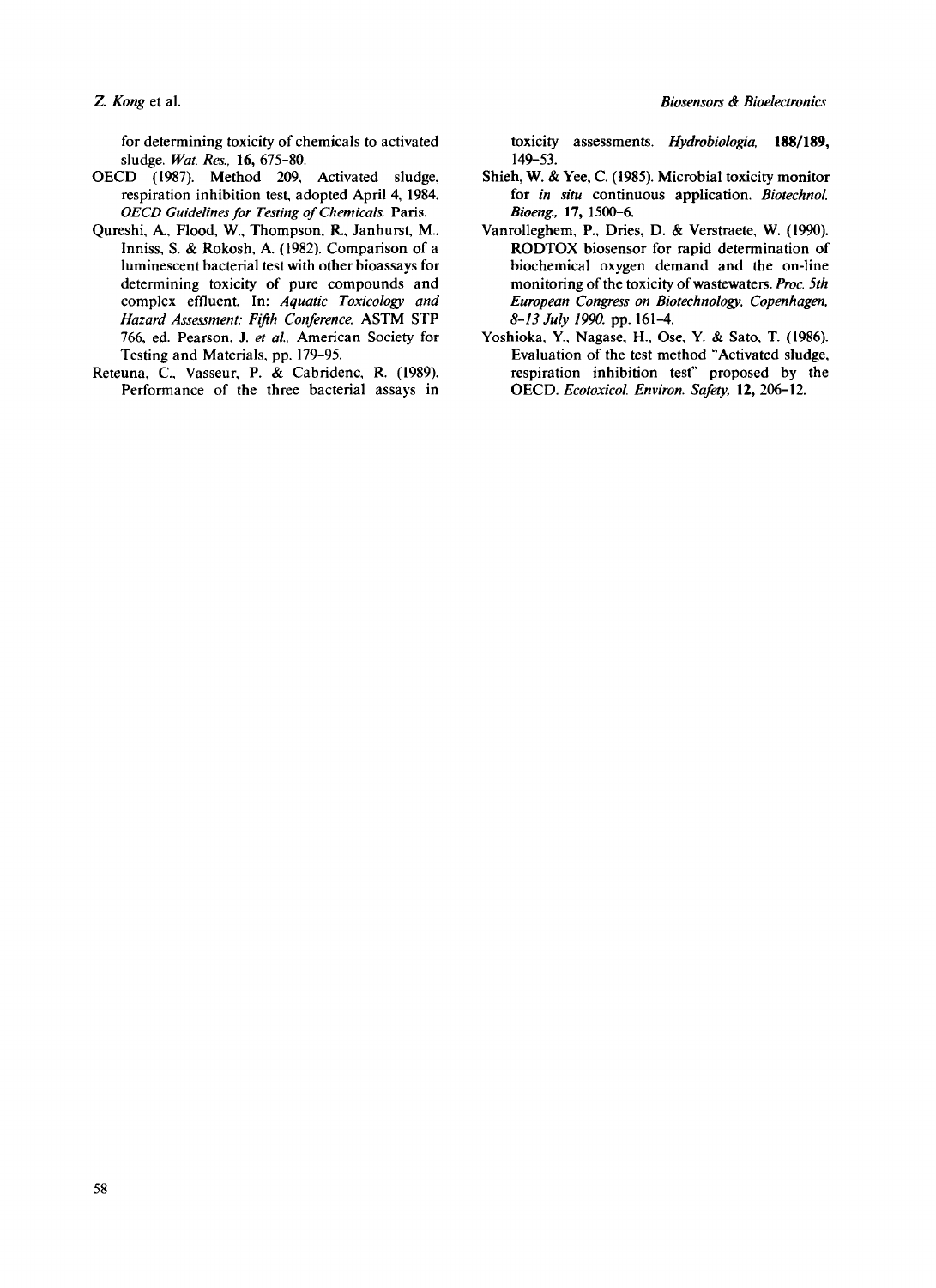for determining toxicity of chemicals to activated sludge. *Wat. Res.*, **16**, 675–80.

OECD (1987). Method 209, Activated sludge, respiration inhibition test, adopted April 4, 1984. *OECD Guidelines for Testing of Chemicals.* Paris.

Qureshi, A., Flood, W., Thompson, R., Janhurst, M., Inniss, S. & Rokosh, A. (1982). Comparison of a luminescent bacterial test with other bioassays for determining toxicity of pure compounds and complex effluent. In: *Aquatic Toxicology and Hazard Assessment: Fifth Conference*, ASTM STP 766, ed. Pearson, J. *et al.*, American Society for Testing and Materials, pp. 179–95.

Reteuna, C., Vasseur, P. & Cabridenc, R. (1989). Performance of the three bacterial assays in toxicity assessments. *Hydrobiologia*, **188/189**, 149–53.

Shieh, W. & Yee, C. (1985). Microbial toxicity monitor for *in situ* continuous application. *Biotechnol. Bioeng.*, **17**, 1500–6.

Vanrolleghem, P., Dries, D. & Verstraete, W. (1990). RODTOX biosensor for rapid determination of biochemical oxygen demand and the on-line monitoring of the toxicity of wastewaters. *Proc. 5th European Congress on Biotechnology, Copenhagen, 8–13 July 1990.* pp. 161–4.

Yoshioka, Y., Nagase, H., Ose, Y. & Sato, T. (1986). Evaluation of the test method "Activated sludge, respiration inhibition test" proposed by the OECD. *Ecotoxicol. Environ. Safety*, **12**, 206–12.